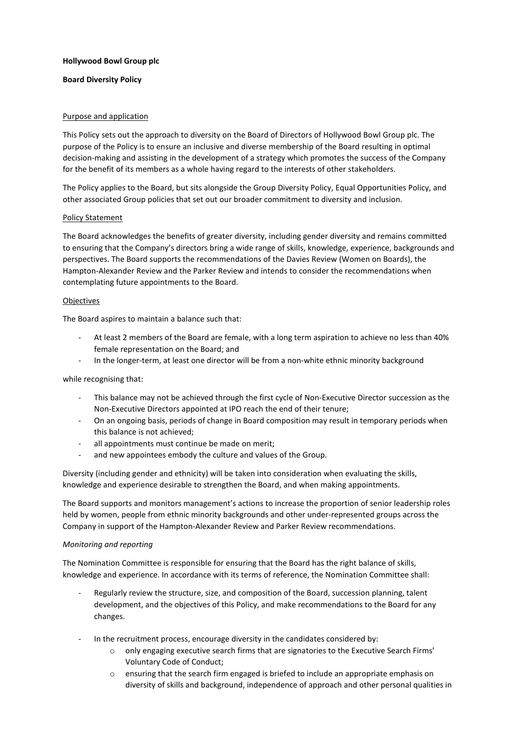**Hollywood Bowl Group plc**

**Board Diversity Policy**

Purpose and application

This Policy sets out the approach to diversity on the Board of Directors of Hollywood Bowl Group plc. The purpose of the Policy is to ensure an inclusive and diverse membership of the Board resulting in optimal decision-making and assisting in the development of a strategy which promotes the success of the Company for the benefit of its members as a whole having regard to the interests of other stakeholders.

The Policy applies to the Board, but sits alongside the Group Diversity Policy, Equal Opportunities Policy, and other associated Group policies that set out our broader commitment to diversity and inclusion.

Policy Statement

The Board acknowledges the benefits of greater diversity, including gender diversity and remains committed to ensuring that the Company's directors bring a wide range of skills, knowledge, experience, backgrounds and perspectives. The Board supports the recommendations of the Davies Review (Women on Boards), the Hampton-Alexander Review and the Parker Review and intends to consider the recommendations when contemplating future appointments to the Board.

Objectives

The Board aspires to maintain a balance such that:

- At least 2 members of the Board are female, with a long term aspiration to achieve no less than 40% female representation on the Board; and
- In the longer-term, at least one director will be from a non-white ethnic minority background

while recognising that:

- This balance may not be achieved through the first cycle of Non-Executive Director succession as the Non-Executive Directors appointed at IPO reach the end of their tenure;
- On an ongoing basis, periods of change in Board composition may result in temporary periods when this balance is not achieved;
- all appointments must continue be made on merit;
- and new appointees embody the culture and values of the Group.

Diversity (including gender and ethnicity) will be taken into consideration when evaluating the skills, knowledge and experience desirable to strengthen the Board, and when making appointments.

The Board supports and monitors management's actions to increase the proportion of senior leadership roles held by women, people from ethnic minority backgrounds and other under-represented groups across the Company in support of the Hampton-Alexander Review and Parker Review recommendations.

*Monitoring and reporting*

The Nomination Committee is responsible for ensuring that the Board has the right balance of skills, knowledge and experience. In accordance with its terms of reference, the Nomination Committee shall:

- Regularly review the structure, size, and composition of the Board, succession planning, talent development, and the objectives of this Policy, and make recommendations to the Board for any changes.
- In the recruitment process, encourage diversity in the candidates considered by:
    - only engaging executive search firms that are signatories to the Executive Search Firms' Voluntary Code of Conduct;
    - ensuring that the search firm engaged is briefed to include an appropriate emphasis on diversity of skills and background, independence of approach and other personal qualities in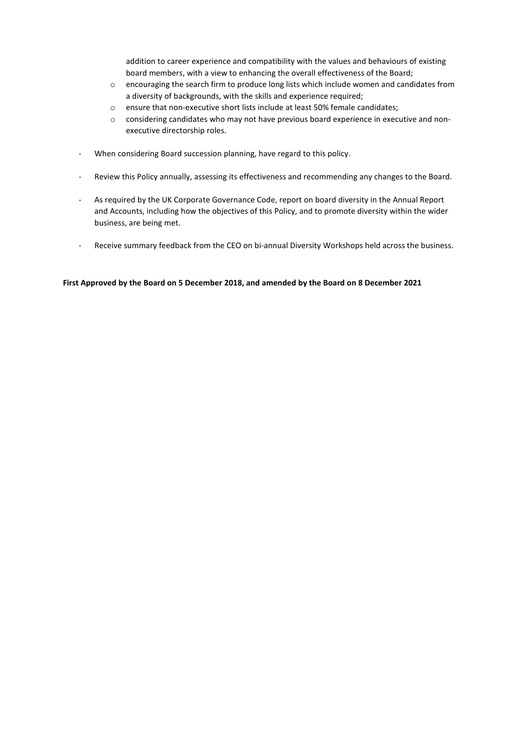addition to career experience and compatibility with the values and behaviours of existing board members, with a view to enhancing the overall effectiveness of the Board;
  - encouraging the search firm to produce long lists which include women and candidates from a diversity of backgrounds, with the skills and experience required;
  - ensure that non-executive short lists include at least 50% female candidates;
  - considering candidates who may not have previous board experience in executive and non-executive directorship roles.

- When considering Board succession planning, have regard to this policy.

- Review this Policy annually, assessing its effectiveness and recommending any changes to the Board.

- As required by the UK Corporate Governance Code, report on board diversity in the Annual Report and Accounts, including how the objectives of this Policy, and to promote diversity within the wider business, are being met.

- Receive summary feedback from the CEO on bi-annual Diversity Workshops held across the business.

**First Approved by the Board on 5 December 2018, and amended by the Board on 8 December 2021**